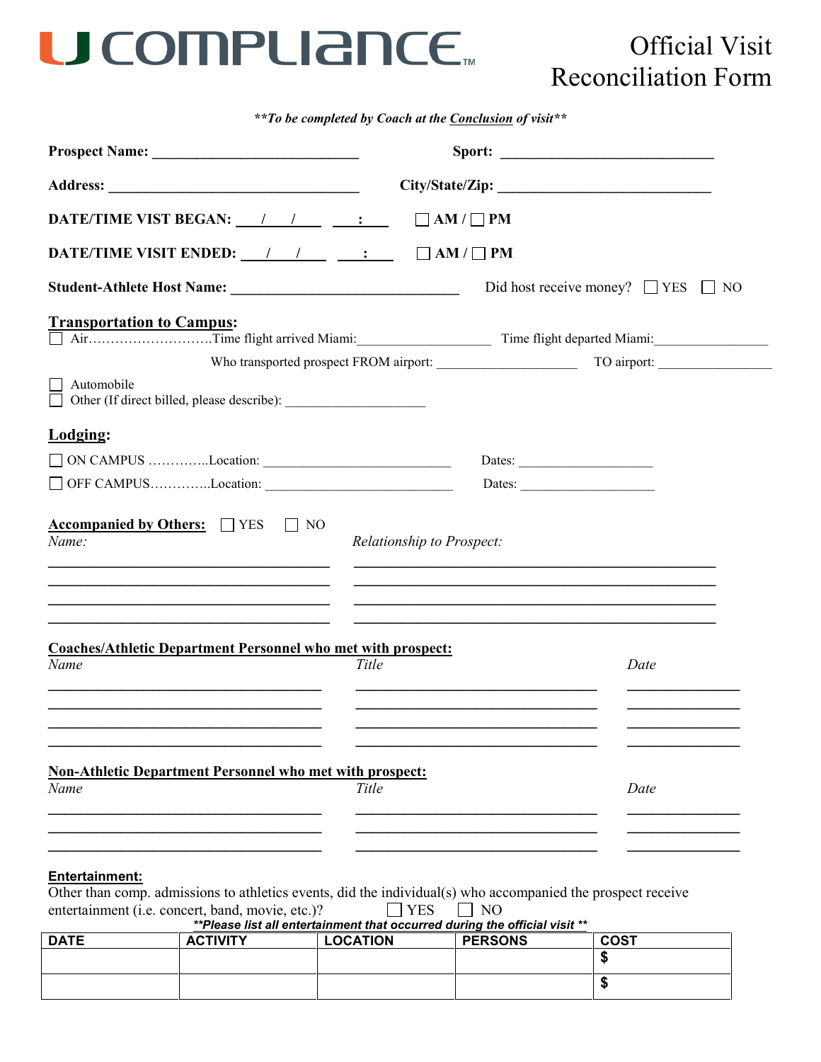# U COMPLIANCE™

# Official Visit Reconciliation Form

***To be completed by Coach at the Conclusion of visit***

**Prospect Name:** ____________________________ **Sport:** ____________________________

**Address:** ____________________________ **City/State/Zip:** ____________________________

**DATE/TIME VISIT BEGAN:** ___/___/___ ___:___ ☐ AM / ☐ PM

**DATE/TIME VISIT ENDED:** ___/___/___ ___:___ ☐ AM / ☐ PM

**Student-Athlete Host Name:** ____________________________ Did host receive money? ☐ YES ☐ NO

## Transportation to Campus:

☐ Air……………………….Time flight arrived Miami:__________________ Time flight departed Miami:________________

Who transported prospect FROM airport: ____________________ TO airport: ________________

☐ Automobile

☐ Other (If direct billed, please describe): ____________________

## Lodging:

☐ ON CAMPUS …………..Location: ____________________________ Dates: ____________________

☐ OFF CAMPUS…………..Location: ____________________________ Dates: ____________________

## Accompanied by Others: ☐ YES ☐ NO

| *Name:* | *Relationship to Prospect:* |
|---|---|
| | |
| | |
| | |
| | |

## Coaches/Athletic Department Personnel who met with prospect:

| *Name* | *Title* | *Date* |
|---|---|---|
| | | |
| | | |
| | | |
| | | |

## Non-Athletic Department Personnel who met with prospect:

| *Name* | *Title* | *Date* |
|---|---|---|
| | | |
| | | |
| | | |

## Entertainment:

Other than comp. admissions to athletics events, did the individual(s) who accompanied the prospect receive entertainment (i.e. concert, band, movie, etc.)? ☐ YES ☐ NO

***Please list all entertainment that occurred during the official visit ***

| DATE | ACTIVITY | LOCATION | PERSONS | COST |
|---|---|---|---|---|
| | | | | $ |
| | | | | $ |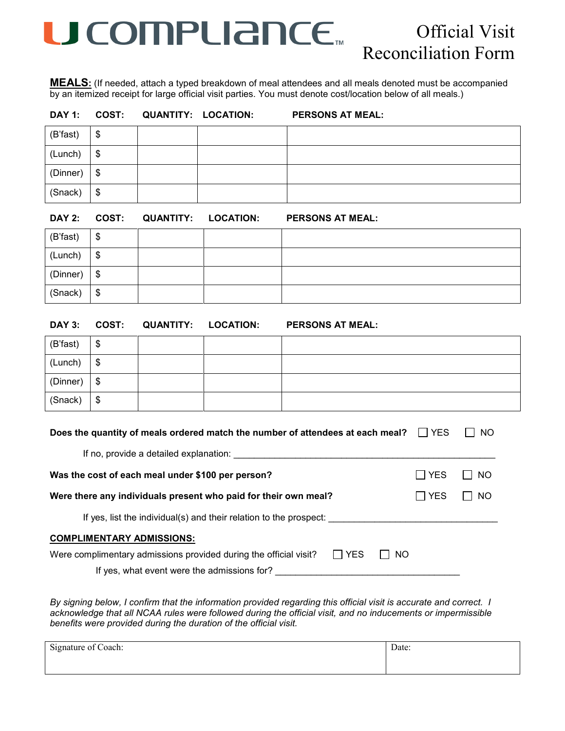U COMPLIANCE™

# Official Visit Reconciliation Form

**MEALS:** (If needed, attach a typed breakdown of meal attendees and all meals denoted must be accompanied by an itemized receipt for large official visit parties. You must denote cost/location below of all meals.)

| DAY 1: | COST: | QUANTITY: | LOCATION: | PERSONS AT MEAL: |
|---|---|---|---|---|
| (B'fast) | $ | | | |
| (Lunch) | $ | | | |
| (Dinner) | $ | | | |
| (Snack) | $ | | | |

| DAY 2: | COST: | QUANTITY: | LOCATION: | PERSONS AT MEAL: |
|---|---|---|---|---|
| (B'fast) | $ | | | |
| (Lunch) | $ | | | |
| (Dinner) | $ | | | |
| (Snack) | $ | | | |

| DAY 3: | COST: | QUANTITY: | LOCATION: | PERSONS AT MEAL: |
|---|---|---|---|---|
| (B'fast) | $ | | | |
| (Lunch) | $ | | | |
| (Dinner) | $ | | | |
| (Snack) | $ | | | |

**Does the quantity of meals ordered match the number of attendees at each meal?** ☐ YES ☐ NO

If no, provide a detailed explanation: ____________________________________________________

**Was the cost of each meal under $100 per person?** ☐ YES ☐ NO

**Were there any individuals present who paid for their own meal?** ☐ YES ☐ NO

If yes, list the individual(s) and their relation to the prospect: ________________________________

**COMPLIMENTARY ADMISSIONS:**

Were complimentary admissions provided during the official visit? ☐ YES ☐ NO

If yes, what event were the admissions for? ____________________________________

*By signing below, I confirm that the information provided regarding this official visit is accurate and correct. I acknowledge that all NCAA rules were followed during the official visit, and no inducements or impermissible benefits were provided during the duration of the official visit.*

| Signature of Coach: | Date: |
|---|---|
| | |